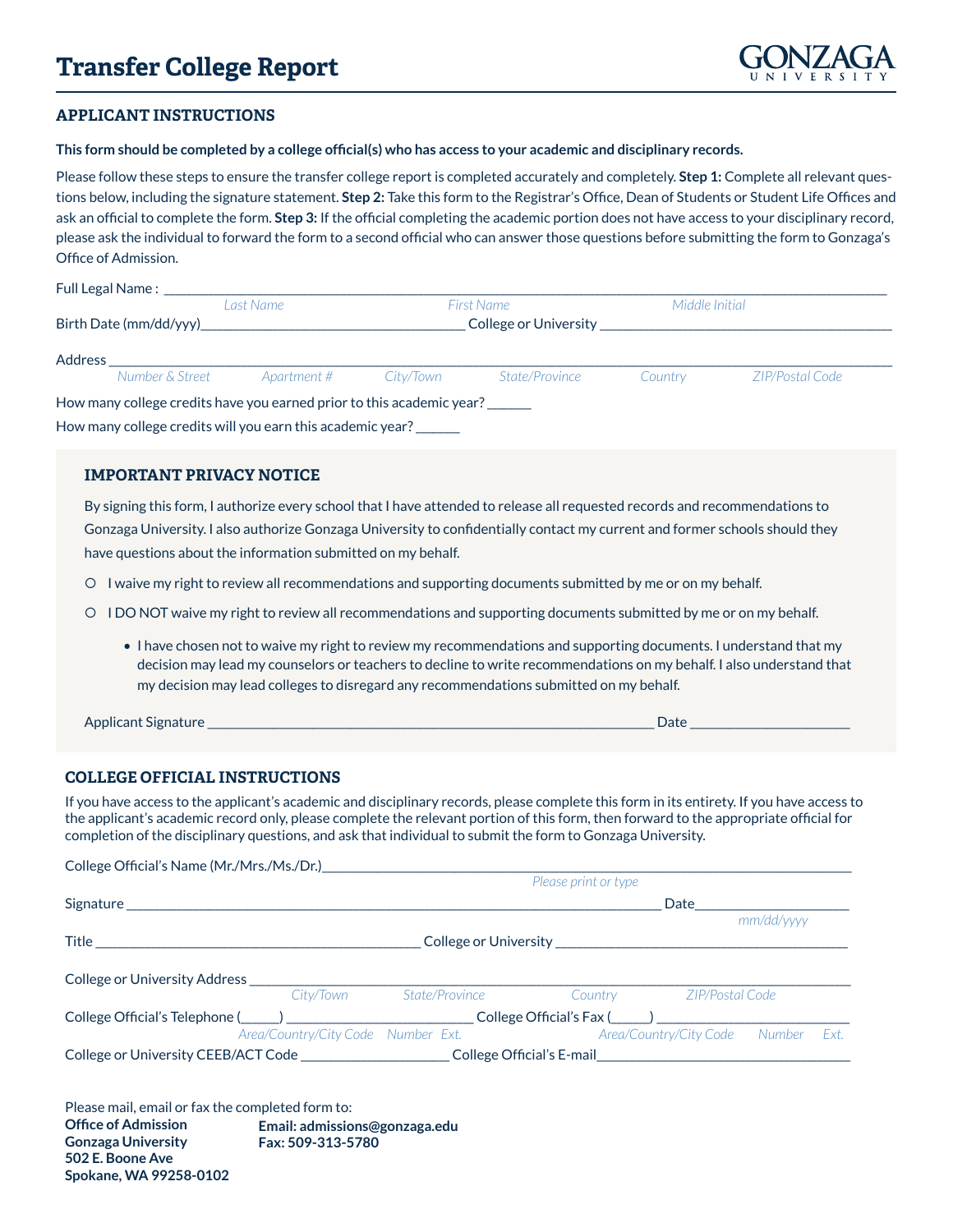# Transfer College Report

GONZAGA UNIVERSITY

## APPLICANT INSTRUCTIONS

**This form should be completed by a college official(s) who has access to your academic and disciplinary records.**

Please follow these steps to ensure the transfer college report is completed accurately and completely. **Step 1:** Complete all relevant questions below, including the signature statement. **Step 2:** Take this form to the Registrar's Office, Dean of Students or Student Life Offices and ask an official to complete the form. **Step 3:** If the official completing the academic portion does not have access to your disciplinary record, please ask the individual to forward the form to a second official who can answer those questions before submitting the form to Gonzaga's Office of Admission.

Full Legal Name : ______________________________________________
*Last Name* *First Name* *Middle Initial*

Birth Date (mm/dd/yyy)____________________ College or University ____________________

Address ______________________________________________
*Number & Street* *Apartment #* *City/Town* *State/Province* *Country* *ZIP/Postal Code*

How many college credits have you earned prior to this academic year? ______

How many college credits will you earn this academic year? ______

### IMPORTANT PRIVACY NOTICE

By signing this form, I authorize every school that I have attended to release all requested records and recommendations to Gonzaga University. I also authorize Gonzaga University to confidentially contact my current and former schools should they have questions about the information submitted on my behalf.

- ○ I waive my right to review all recommendations and supporting documents submitted by me or on my behalf.
- ○ I DO NOT waive my right to review all recommendations and supporting documents submitted by me or on my behalf.
  - I have chosen not to waive my right to review my recommendations and supporting documents. I understand that my decision may lead my counselors or teachers to decline to write recommendations on my behalf. I also understand that my decision may lead colleges to disregard any recommendations submitted on my behalf.

Applicant Signature ______________________________________________ Date ____________________

## COLLEGE OFFICIAL INSTRUCTIONS

If you have access to the applicant's academic and disciplinary records, please complete this form in its entirety. If you have access to the applicant's academic record only, please complete the relevant portion of this form, then forward to the appropriate official for completion of the disciplinary questions, and ask that individual to submit the form to Gonzaga University.

College Official's Name (Mr./Mrs./Ms./Dr.)______________________________________________
*Please print or type*

Signature ______________________________________________ Date____________________
*mm/dd/yyyy*

Title ____________________ College or University ____________________

College or University Address ______________________________________________
*City/Town* *State/Province* *Country* *ZIP/Postal Code*

College Official's Telephone (_____) ____________________ College Official's Fax (_____) ____________________
*Area/Country/City Code* *Number* *Ext.* *Area/Country/City Code* *Number* *Ext.*

College or University CEEB/ACT Code ____________________ College Official's E-mail____________________

Please mail, email or fax the completed form to:

**Office of Admission**
**Gonzaga University**
**502 E. Boone Ave**
**Spokane, WA 99258-0102**

**Email: admissions@gonzaga.edu**
**Fax: 509-313-5780**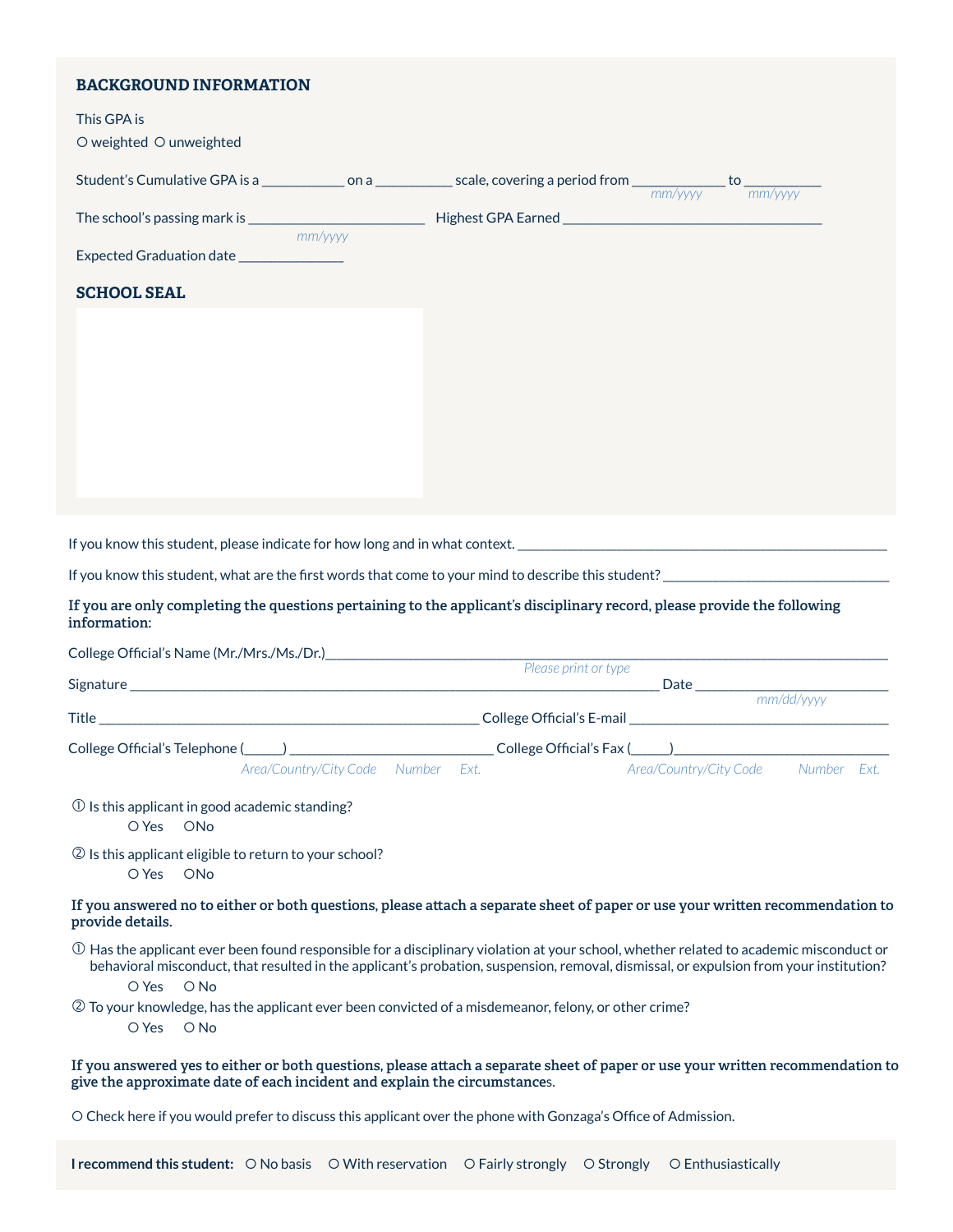## BACKGROUND INFORMATION

This GPA is

○ weighted ○ unweighted

Student's Cumulative GPA is a ___________ on a __________ scale, covering a period from ____________ to __________
*mm/yyyy* *mm/yyyy*

The school's passing mark is ________________________ Highest GPA Earned ____________________________________
*mm/yyyy*

Expected Graduation date ______________

## SCHOOL SEAL

If you know this student, please indicate for how long and in what context. ____________________________________________________

If you know this student, what are the first words that come to your mind to describe this student? _______________________________

**If you are only completing the questions pertaining to the applicant's disciplinary record, please provide the following information:**

College Official's Name (Mr./Mrs./Ms./Dr.)_______________________________________________________________________________
*Please print or type*

Signature ___________________________________________________________________________ Date ___________________________
*mm/dd/yyyy*

Title ______________________________________________________ College Official's E-mail _____________________________________

College Official's Telephone (_____) ___________________________ College Official's Fax (_____)______________________________
*Area/Country/City Code* *Number* *Ext.* *Area/Country/City Code* *Number* *Ext.*

① Is this applicant in good academic standing?

○ Yes ○No

② Is this applicant eligible to return to your school?

○ Yes ○No

**If you answered no to either or both questions, please attach a separate sheet of paper or use your written recommendation to provide details.**

① Has the applicant ever been found responsible for a disciplinary violation at your school, whether related to academic misconduct or behavioral misconduct, that resulted in the applicant's probation, suspension, removal, dismissal, or expulsion from your institution?

○ Yes ○ No

② To your knowledge, has the applicant ever been convicted of a misdemeanor, felony, or other crime?

○ Yes ○ No

**If you answered yes to either or both questions, please attach a separate sheet of paper or use your written recommendation to give the approximate date of each incident and explain the circumstances.**

○ Check here if you would prefer to discuss this applicant over the phone with Gonzaga's Office of Admission.

**I recommend this student:** ○ No basis ○ With reservation ○ Fairly strongly ○ Strongly ○ Enthusiastically